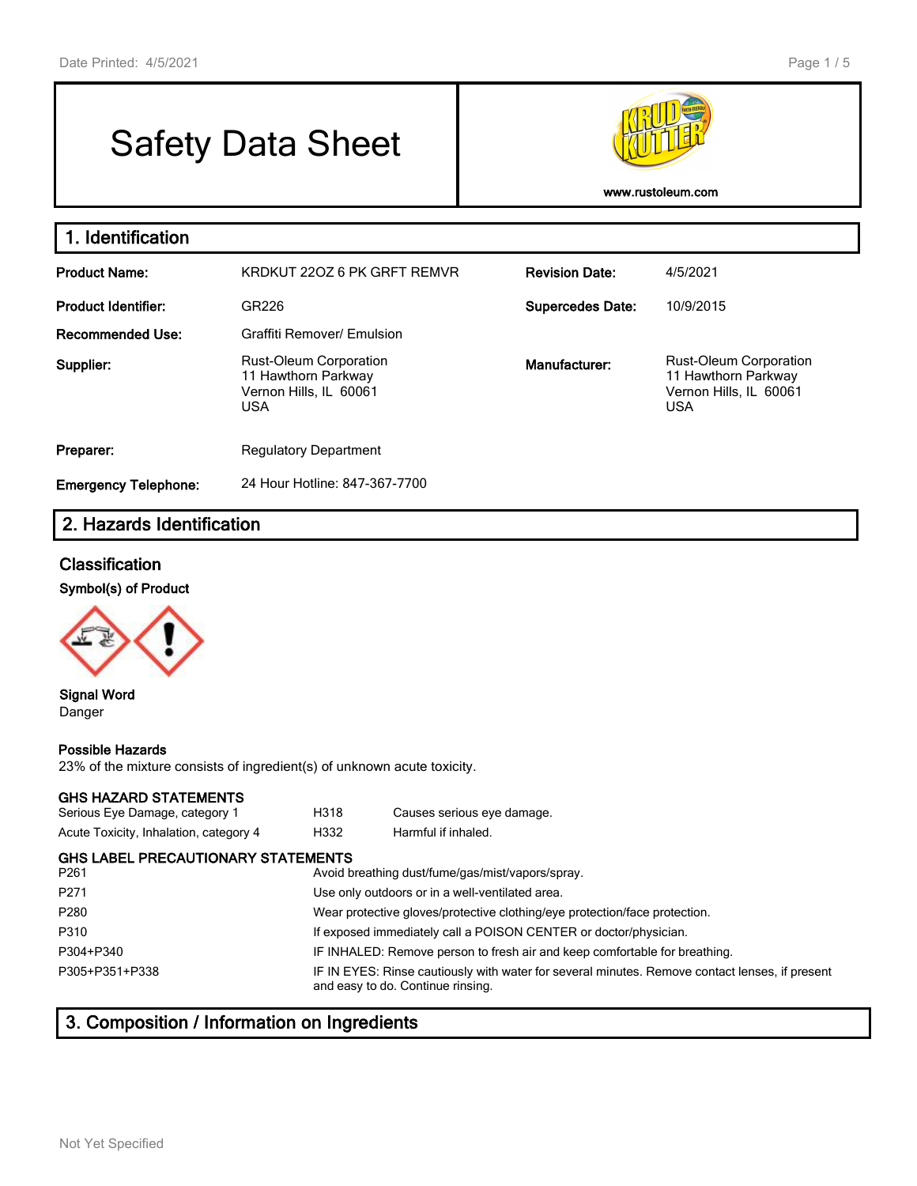# Safety Data Sheet

www.rustoleum.com

## 1. Identification

| | | | |
|---|---|---|---|
| **Product Name:** | KRDKUT 22OZ 6 PK GRFT REMVR | **Revision Date:** | 4/5/2021 |
| **Product Identifier:** | GR226 | **Supercedes Date:** | 10/9/2015 |
| **Recommended Use:** | Graffiti Remover/ Emulsion | | |
| **Supplier:** | Rust-Oleum Corporation<br>11 Hawthorn Parkway<br>Vernon Hills, IL 60061<br>USA | **Manufacturer:** | Rust-Oleum Corporation<br>11 Hawthorn Parkway<br>Vernon Hills, IL 60061<br>USA |
| **Preparer:** | Regulatory Department | | |
| **Emergency Telephone:** | 24 Hour Hotline: 847-367-7700 | | |

## 2. Hazards Identification

### Classification

**Symbol(s) of Product**

**Signal Word**
Danger

**Possible Hazards**
23% of the mixture consists of ingredient(s) of unknown acute toxicity.

**GHS HAZARD STATEMENTS**

| | | |
|---|---|---|
| Serious Eye Damage, category 1 | H318 | Causes serious eye damage. |
| Acute Toxicity, Inhalation, category 4 | H332 | Harmful if inhaled. |

**GHS LABEL PRECAUTIONARY STATEMENTS**

| | |
|---|---|
| P261 | Avoid breathing dust/fume/gas/mist/vapors/spray. |
| P271 | Use only outdoors or in a well-ventilated area. |
| P280 | Wear protective gloves/protective clothing/eye protection/face protection. |
| P310 | If exposed immediately call a POISON CENTER or doctor/physician. |
| P304+P340 | IF INHALED: Remove person to fresh air and keep comfortable for breathing. |
| P305+P351+P338 | IF IN EYES: Rinse cautiously with water for several minutes. Remove contact lenses, if present and easy to do. Continue rinsing. |

## 3. Composition / Information on Ingredients

Not Yet Specified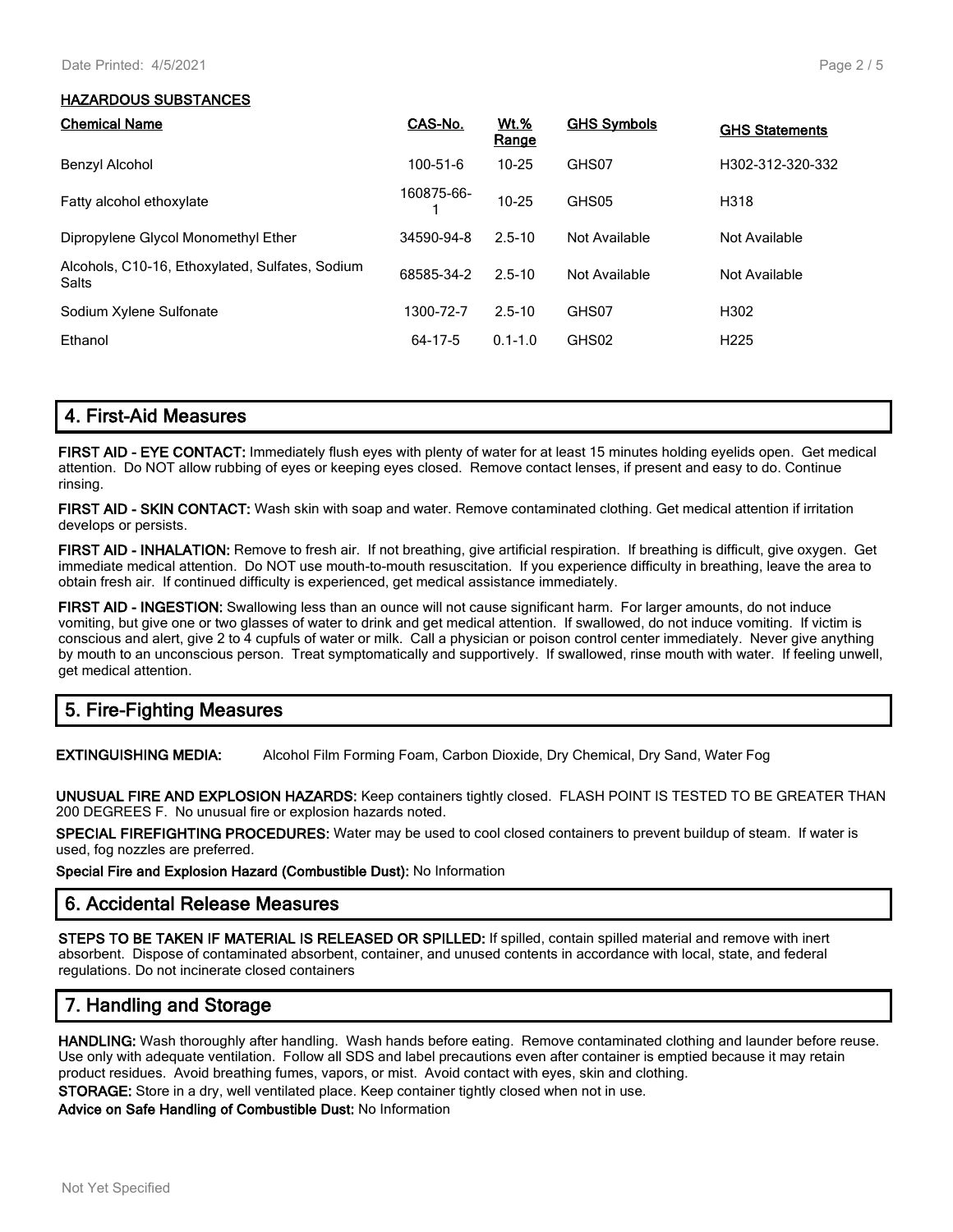**HAZARDOUS SUBSTANCES**

| Chemical Name | CAS-No. | Wt.% Range | GHS Symbols | GHS Statements |
|---|---|---|---|---|
| Benzyl Alcohol | 100-51-6 | 10-25 | GHS07 | H302-312-320-332 |
| Fatty alcohol ethoxylate | 160875-66-1 | 10-25 | GHS05 | H318 |
| Dipropylene Glycol Monomethyl Ether | 34590-94-8 | 2.5-10 | Not Available | Not Available |
| Alcohols, C10-16, Ethoxylated, Sulfates, Sodium Salts | 68585-34-2 | 2.5-10 | Not Available | Not Available |
| Sodium Xylene Sulfonate | 1300-72-7 | 2.5-10 | GHS07 | H302 |
| Ethanol | 64-17-5 | 0.1-1.0 | GHS02 | H225 |

## 4. First-Aid Measures

**FIRST AID - EYE CONTACT:** Immediately flush eyes with plenty of water for at least 15 minutes holding eyelids open. Get medical attention. Do NOT allow rubbing of eyes or keeping eyes closed. Remove contact lenses, if present and easy to do. Continue rinsing.

**FIRST AID - SKIN CONTACT:** Wash skin with soap and water. Remove contaminated clothing. Get medical attention if irritation develops or persists.

**FIRST AID - INHALATION:** Remove to fresh air. If not breathing, give artificial respiration. If breathing is difficult, give oxygen. Get immediate medical attention. Do NOT use mouth-to-mouth resuscitation. If you experience difficulty in breathing, leave the area to obtain fresh air. If continued difficulty is experienced, get medical assistance immediately.

**FIRST AID - INGESTION:** Swallowing less than an ounce will not cause significant harm. For larger amounts, do not induce vomiting, but give one or two glasses of water to drink and get medical attention. If swallowed, do not induce vomiting. If victim is conscious and alert, give 2 to 4 cupfuls of water or milk. Call a physician or poison control center immediately. Never give anything by mouth to an unconscious person. Treat symptomatically and supportively. If swallowed, rinse mouth with water. If feeling unwell, get medical attention.

## 5. Fire-Fighting Measures

**EXTINGUISHING MEDIA:** Alcohol Film Forming Foam, Carbon Dioxide, Dry Chemical, Dry Sand, Water Fog

**UNUSUAL FIRE AND EXPLOSION HAZARDS:** Keep containers tightly closed. FLASH POINT IS TESTED TO BE GREATER THAN 200 DEGREES F. No unusual fire or explosion hazards noted.

**SPECIAL FIREFIGHTING PROCEDURES:** Water may be used to cool closed containers to prevent buildup of steam. If water is used, fog nozzles are preferred.

**Special Fire and Explosion Hazard (Combustible Dust):** No Information

## 6. Accidental Release Measures

**STEPS TO BE TAKEN IF MATERIAL IS RELEASED OR SPILLED:** If spilled, contain spilled material and remove with inert absorbent. Dispose of contaminated absorbent, container, and unused contents in accordance with local, state, and federal regulations. Do not incinerate closed containers

## 7. Handling and Storage

**HANDLING:** Wash thoroughly after handling. Wash hands before eating. Remove contaminated clothing and launder before reuse. Use only with adequate ventilation. Follow all SDS and label precautions even after container is emptied because it may retain product residues. Avoid breathing fumes, vapors, or mist. Avoid contact with eyes, skin and clothing.

**STORAGE:** Store in a dry, well ventilated place. Keep container tightly closed when not in use.

**Advice on Safe Handling of Combustible Dust:** No Information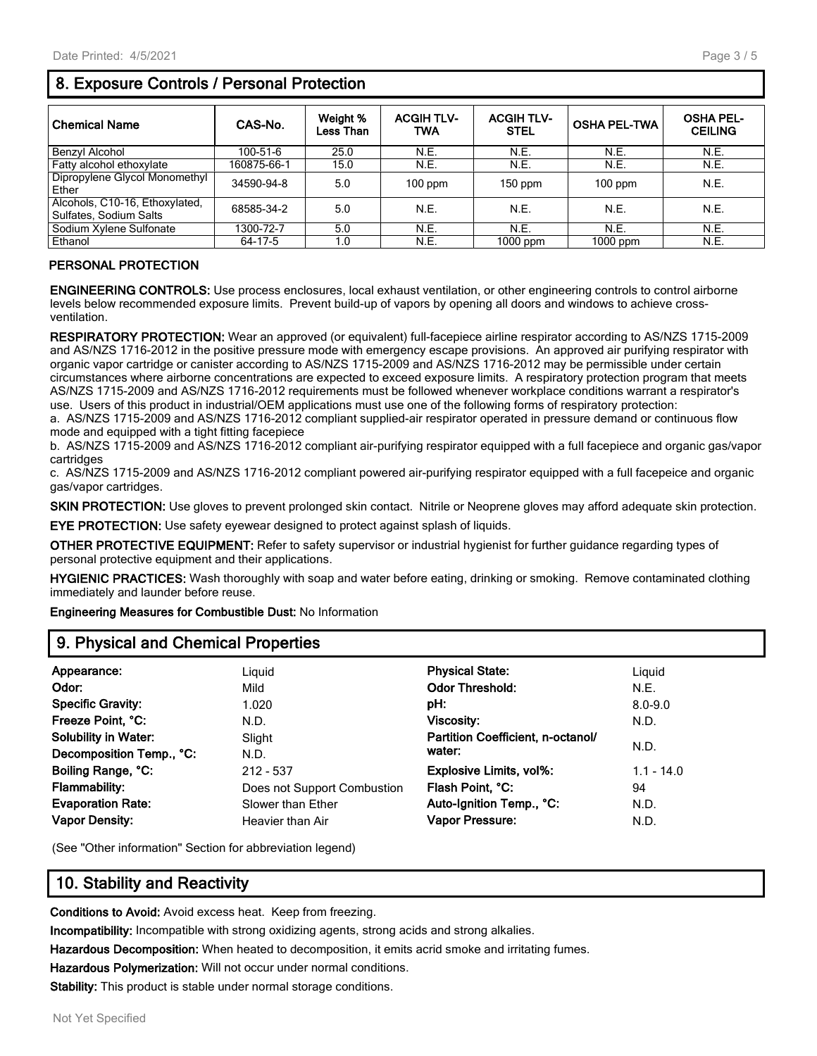## 8. Exposure Controls / Personal Protection

| Chemical Name | CAS-No. | Weight % Less Than | ACGIH TLV-TWA | ACGIH TLV-STEL | OSHA PEL-TWA | OSHA PEL-CEILING |
|---|---|---|---|---|---|---|
| Benzyl Alcohol | 100-51-6 | 25.0 | N.E. | N.E. | N.E. | N.E. |
| Fatty alcohol ethoxylate | 160875-66-1 | 15.0 | N.E. | N.E. | N.E. | N.E. |
| Dipropylene Glycol Monomethyl Ether | 34590-94-8 | 5.0 | 100 ppm | 150 ppm | 100 ppm | N.E. |
| Alcohols, C10-16, Ethoxylated, Sulfates, Sodium Salts | 68585-34-2 | 5.0 | N.E. | N.E. | N.E. | N.E. |
| Sodium Xylene Sulfonate | 1300-72-7 | 5.0 | N.E. | N.E. | N.E. | N.E. |
| Ethanol | 64-17-5 | 1.0 | N.E. | 1000 ppm | 1000 ppm | N.E. |

**PERSONAL PROTECTION**

**ENGINEERING CONTROLS:** Use process enclosures, local exhaust ventilation, or other engineering controls to control airborne levels below recommended exposure limits. Prevent build-up of vapors by opening all doors and windows to achieve cross-ventilation.

**RESPIRATORY PROTECTION:** Wear an approved (or equivalent) full-facepiece airline respirator according to AS/NZS 1715-2009 and AS/NZS 1716-2012 in the positive pressure mode with emergency escape provisions. An approved air purifying respirator with organic vapor cartridge or canister according to AS/NZS 1715-2009 and AS/NZS 1716-2012 may be permissible under certain circumstances where airborne concentrations are expected to exceed exposure limits. A respiratory protection program that meets AS/NZS 1715-2009 and AS/NZS 1716-2012 requirements must be followed whenever workplace conditions warrant a respirator's use. Users of this product in industrial/OEM applications must use one of the following forms of respiratory protection:
a. AS/NZS 1715-2009 and AS/NZS 1716-2012 compliant supplied-air respirator operated in pressure demand or continuous flow mode and equipped with a tight fitting facepiece
b. AS/NZS 1715-2009 and AS/NZS 1716-2012 compliant air-purifying respirator equipped with a full facepiece and organic gas/vapor cartridges
c. AS/NZS 1715-2009 and AS/NZS 1716-2012 compliant powered air-purifying respirator equipped with a full facepeice and organic gas/vapor cartridges.

**SKIN PROTECTION:** Use gloves to prevent prolonged skin contact. Nitrile or Neoprene gloves may afford adequate skin protection.

**EYE PROTECTION:** Use safety eyewear designed to protect against splash of liquids.

**OTHER PROTECTIVE EQUIPMENT:** Refer to safety supervisor or industrial hygienist for further guidance regarding types of personal protective equipment and their applications.

**HYGIENIC PRACTICES:** Wash thoroughly with soap and water before eating, drinking or smoking. Remove contaminated clothing immediately and launder before reuse.

**Engineering Measures for Combustible Dust:** No Information

## 9. Physical and Chemical Properties

| | | | |
|---|---|---|---|
| **Appearance:** | Liquid | **Physical State:** | Liquid |
| **Odor:** | Mild | **Odor Threshold:** | N.E. |
| **Specific Gravity:** | 1.020 | **pH:** | 8.0-9.0 |
| **Freeze Point, °C:** | N.D. | **Viscosity:** | N.D. |
| **Solubility in Water:** | Slight | **Partition Coefficient, n-octanol/ water:** | N.D. |
| **Decomposition Temp., °C:** | N.D. | | |
| **Boiling Range, °C:** | 212 - 537 | **Explosive Limits, vol%:** | 1.1 - 14.0 |
| **Flammability:** | Does not Support Combustion | **Flash Point, °C:** | 94 |
| **Evaporation Rate:** | Slower than Ether | **Auto-Ignition Temp., °C:** | N.D. |
| **Vapor Density:** | Heavier than Air | **Vapor Pressure:** | N.D. |

(See "Other information" Section for abbreviation legend)

## 10. Stability and Reactivity

**Conditions to Avoid:** Avoid excess heat. Keep from freezing.

**Incompatibility:** Incompatible with strong oxidizing agents, strong acids and strong alkalies.

**Hazardous Decomposition:** When heated to decomposition, it emits acrid smoke and irritating fumes.

**Hazardous Polymerization:** Will not occur under normal conditions.

**Stability:** This product is stable under normal storage conditions.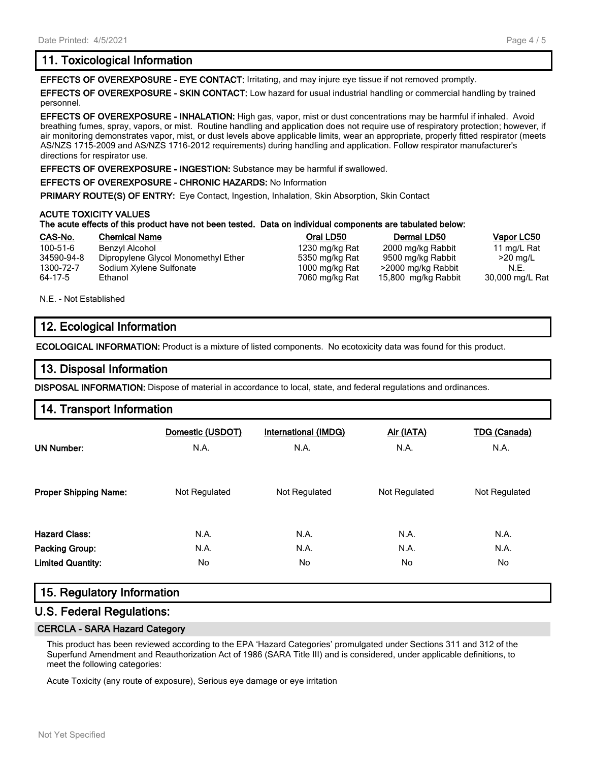## 11. Toxicological Information

**EFFECTS OF OVEREXPOSURE - EYE CONTACT:** Irritating, and may injure eye tissue if not removed promptly.

**EFFECTS OF OVEREXPOSURE - SKIN CONTACT:** Low hazard for usual industrial handling or commercial handling by trained personnel.

**EFFECTS OF OVEREXPOSURE - INHALATION:** High gas, vapor, mist or dust concentrations may be harmful if inhaled. Avoid breathing fumes, spray, vapors, or mist. Routine handling and application does not require use of respiratory protection; however, if air monitoring demonstrates vapor, mist, or dust levels above applicable limits, wear an appropriate, properly fitted respirator (meets AS/NZS 1715-2009 and AS/NZS 1716-2012 requirements) during handling and application. Follow respirator manufacturer's directions for respirator use.

**EFFECTS OF OVEREXPOSURE - INGESTION:** Substance may be harmful if swallowed.

**EFFECTS OF OVEREXPOSURE - CHRONIC HAZARDS:** No Information

**PRIMARY ROUTE(S) OF ENTRY:** Eye Contact, Ingestion, Inhalation, Skin Absorption, Skin Contact

**ACUTE TOXICITY VALUES**

**The acute effects of this product have not been tested. Data on individual components are tabulated below:**

| CAS-No. | Chemical Name | Oral LD50 | Dermal LD50 | Vapor LC50 |
|---|---|---|---|---|
| 100-51-6 | Benzyl Alcohol | 1230 mg/kg Rat | 2000 mg/kg Rabbit | 11 mg/L Rat |
| 34590-94-8 | Dipropylene Glycol Monomethyl Ether | 5350 mg/kg Rat | 9500 mg/kg Rabbit | >20 mg/L |
| 1300-72-7 | Sodium Xylene Sulfonate | 1000 mg/kg Rat | >2000 mg/kg Rabbit | N.E. |
| 64-17-5 | Ethanol | 7060 mg/kg Rat | 15,800 mg/kg Rabbit | 30,000 mg/L Rat |

N.E. - Not Established

## 12. Ecological Information

**ECOLOGICAL INFORMATION:** Product is a mixture of listed components. No ecotoxicity data was found for this product.

## 13. Disposal Information

**DISPOSAL INFORMATION:** Dispose of material in accordance to local, state, and federal regulations and ordinances.

## 14. Transport Information

| | Domestic (USDOT) | International (IMDG) | Air (IATA) | TDG (Canada) |
|---|---|---|---|---|
| **UN Number:** | N.A. | N.A. | N.A. | N.A. |
| **Proper Shipping Name:** | Not Regulated | Not Regulated | Not Regulated | Not Regulated |
| **Hazard Class:** | N.A. | N.A. | N.A. | N.A. |
| **Packing Group:** | N.A. | N.A. | N.A. | N.A. |
| **Limited Quantity:** | No | No | No | No |

## 15. Regulatory Information

## U.S. Federal Regulations:

### CERCLA - SARA Hazard Category

This product has been reviewed according to the EPA 'Hazard Categories' promulgated under Sections 311 and 312 of the Superfund Amendment and Reauthorization Act of 1986 (SARA Title III) and is considered, under applicable definitions, to meet the following categories:

Acute Toxicity (any route of exposure), Serious eye damage or eye irritation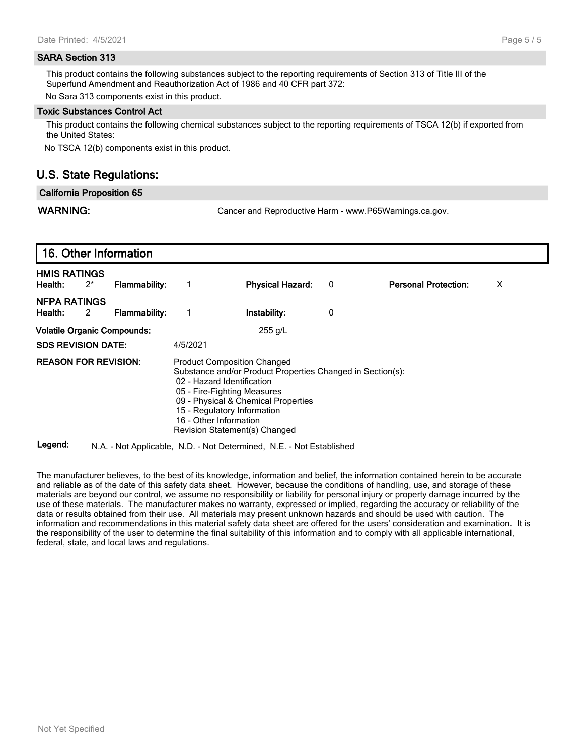### SARA Section 313

This product contains the following substances subject to the reporting requirements of Section 313 of Title III of the Superfund Amendment and Reauthorization Act of 1986 and 40 CFR part 372:

No Sara 313 components exist in this product.

### Toxic Substances Control Act

This product contains the following chemical substances subject to the reporting requirements of TSCA 12(b) if exported from the United States:

No TSCA 12(b) components exist in this product.

## U.S. State Regulations:

### California Proposition 65

**WARNING:** Cancer and Reproductive Harm - www.P65Warnings.ca.gov.

## 16. Other Information

**HMIS RATINGS**

| | | | | | | | |
|---|---|---|---|---|---|---|---|
| **Health:** | 2* | **Flammability:** | 1 | **Physical Hazard:** | 0 | **Personal Protection:** | X |

**NFPA RATINGS**

| | | | | | |
|---|---|---|---|---|---|
| **Health:** | 2 | **Flammability:** | 1 | **Instability:** | 0 |

**Volatile Organic Compounds:** 255 g/L

**SDS REVISION DATE:** 4/5/2021

**REASON FOR REVISION:** Product Composition Changed
Substance and/or Product Properties Changed in Section(s):
02 - Hazard Identification
05 - Fire-Fighting Measures
09 - Physical & Chemical Properties
15 - Regulatory Information
16 - Other Information
Revision Statement(s) Changed

**Legend:** N.A. - Not Applicable, N.D. - Not Determined, N.E. - Not Established

The manufacturer believes, to the best of its knowledge, information and belief, the information contained herein to be accurate and reliable as of the date of this safety data sheet. However, because the conditions of handling, use, and storage of these materials are beyond our control, we assume no responsibility or liability for personal injury or property damage incurred by the use of these materials. The manufacturer makes no warranty, expressed or implied, regarding the accuracy or reliability of the data or results obtained from their use. All materials may present unknown hazards and should be used with caution. The information and recommendations in this material safety data sheet are offered for the users' consideration and examination. It is the responsibility of the user to determine the final suitability of this information and to comply with all applicable international, federal, state, and local laws and regulations.